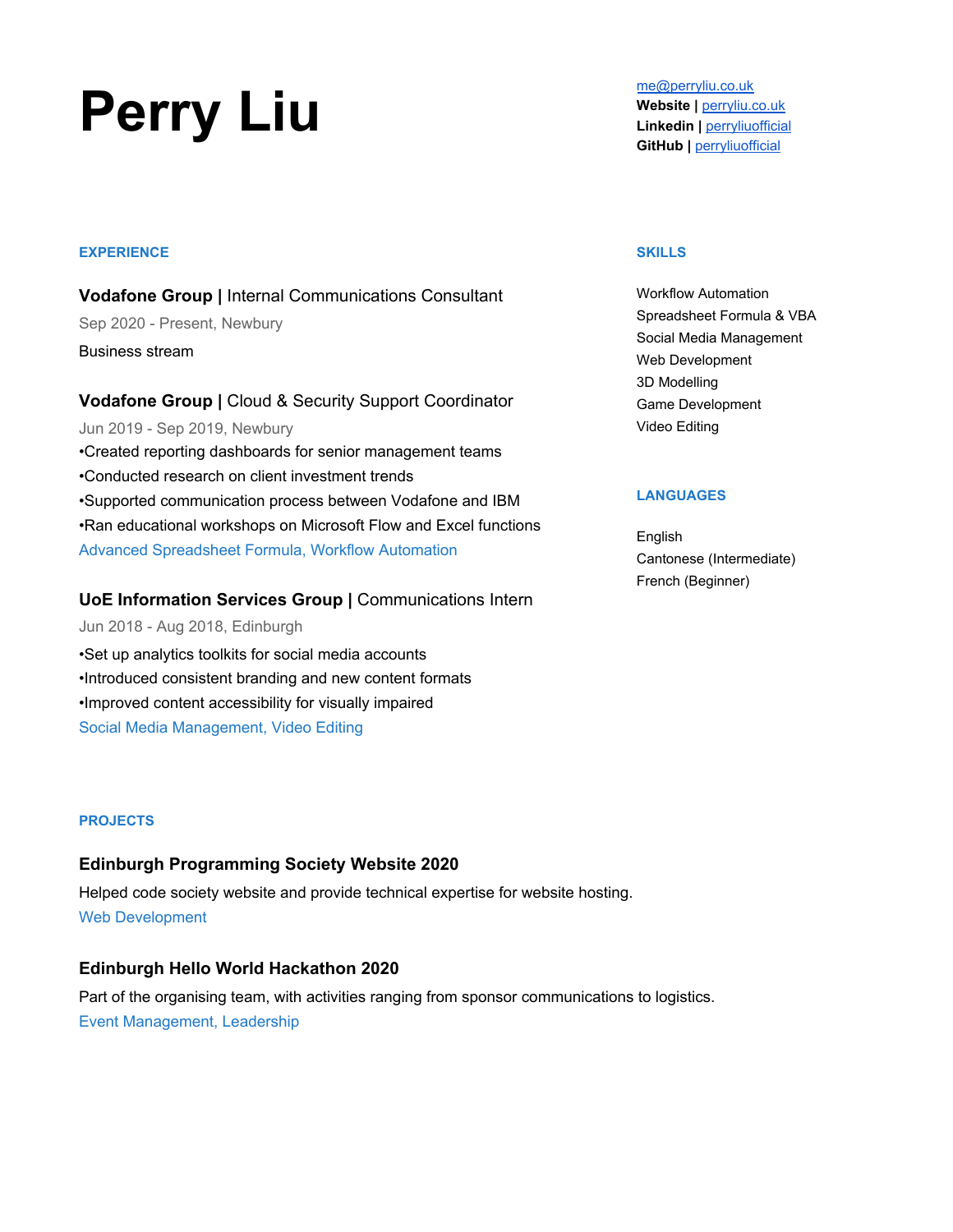# Perry Liu

me@perryliu.co.uk
**Website |** perryliu.co.uk
**Linkedin |** perryliuofficial
**GitHub |** perryliuofficial

## EXPERIENCE

### **Vodafone Group |** Internal Communications Consultant

Sep 2020 - Present, Newbury

Business stream

### **Vodafone Group |** Cloud & Security Support Coordinator

Jun 2019 - Sep 2019, Newbury

- Created reporting dashboards for senior management teams
- Conducted research on client investment trends
- Supported communication process between Vodafone and IBM
- Ran educational workshops on Microsoft Flow and Excel functions

Advanced Spreadsheet Formula, Workflow Automation

### **UoE Information Services Group |** Communications Intern

Jun 2018 - Aug 2018, Edinburgh

- Set up analytics toolkits for social media accounts
- Introduced consistent branding and new content formats
- Improved content accessibility for visually impaired

Social Media Management, Video Editing

## SKILLS

Workflow Automation
Spreadsheet Formula & VBA
Social Media Management
Web Development
3D Modelling
Game Development
Video Editing

## LANGUAGES

English
Cantonese (Intermediate)
French (Beginner)

## PROJECTS

### Edinburgh Programming Society Website 2020

Helped code society website and provide technical expertise for website hosting.

Web Development

### Edinburgh Hello World Hackathon 2020

Part of the organising team, with activities ranging from sponsor communications to logistics.

Event Management, Leadership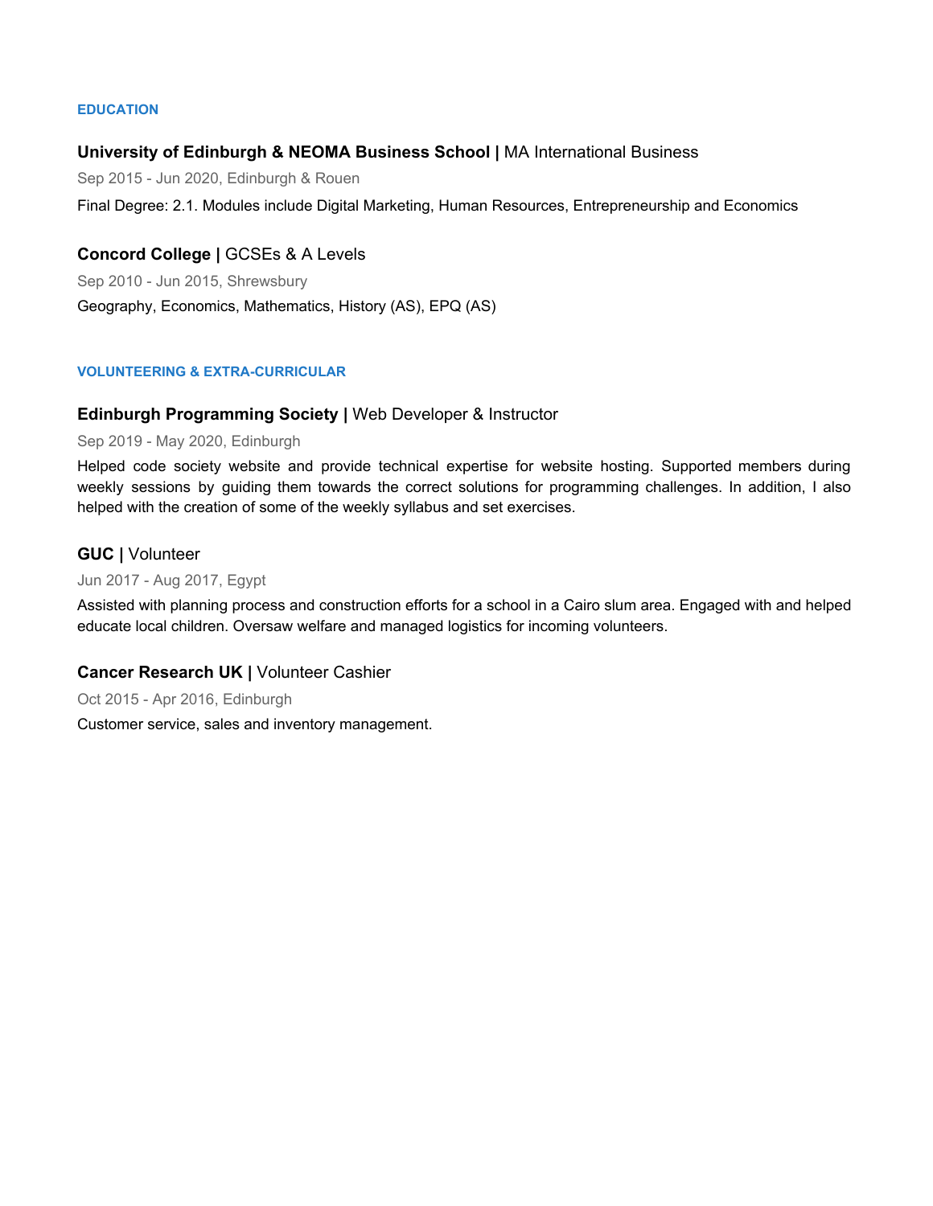## EDUCATION

**University of Edinburgh & NEOMA Business School |** MA International Business

Sep 2015 - Jun 2020, Edinburgh & Rouen

Final Degree: 2.1. Modules include Digital Marketing, Human Resources, Entrepreneurship and Economics

**Concord College |** GCSEs & A Levels

Sep 2010 - Jun 2015, Shrewsbury

Geography, Economics, Mathematics, History (AS), EPQ (AS)

## VOLUNTEERING & EXTRA-CURRICULAR

**Edinburgh Programming Society |** Web Developer & Instructor

Sep 2019 - May 2020, Edinburgh

Helped code society website and provide technical expertise for website hosting. Supported members during weekly sessions by guiding them towards the correct solutions for programming challenges. In addition, I also helped with the creation of some of the weekly syllabus and set exercises.

**GUC |** Volunteer

Jun 2017 - Aug 2017, Egypt

Assisted with planning process and construction efforts for a school in a Cairo slum area. Engaged with and helped educate local children. Oversaw welfare and managed logistics for incoming volunteers.

**Cancer Research UK |** Volunteer Cashier

Oct 2015 - Apr 2016, Edinburgh

Customer service, sales and inventory management.